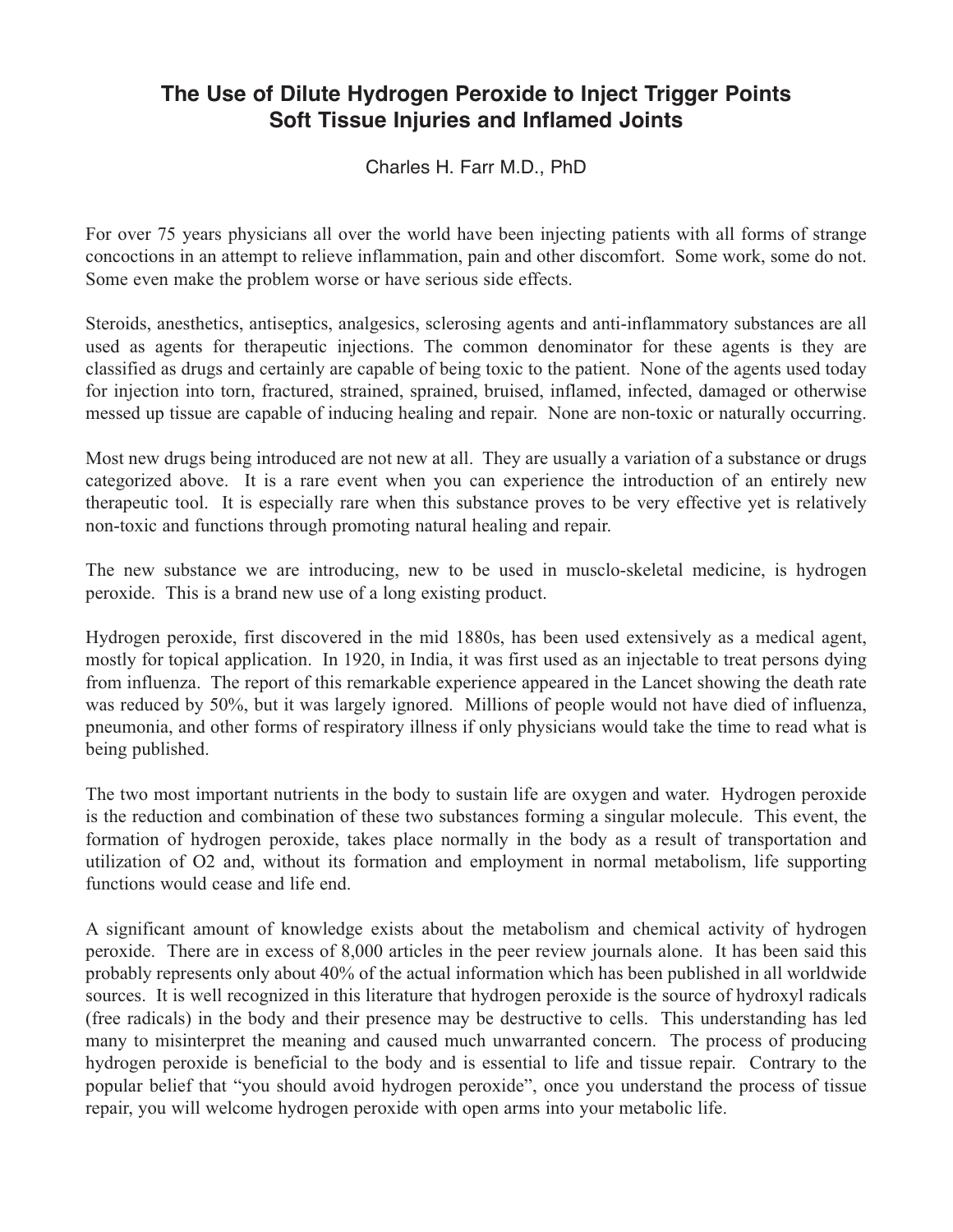# The Use of Dilute Hydrogen Peroxide to Inject Trigger Points Soft Tissue Injuries and Inflamed Joints

Charles H. Farr M.D., PhD

For over 75 years physicians all over the world have been injecting patients with all forms of strange concoctions in an attempt to relieve inflammation, pain and other discomfort. Some work, some do not. Some even make the problem worse or have serious side effects.

Steroids, anesthetics, antiseptics, analgesics, sclerosing agents and anti-inflammatory substances are all used as agents for therapeutic injections. The common denominator for these agents is they are classified as drugs and certainly are capable of being toxic to the patient. None of the agents used today for injection into torn, fractured, strained, sprained, bruised, inflamed, infected, damaged or otherwise messed up tissue are capable of inducing healing and repair. None are non-toxic or naturally occurring.

Most new drugs being introduced are not new at all. They are usually a variation of a substance or drugs categorized above. It is a rare event when you can experience the introduction of an entirely new therapeutic tool. It is especially rare when this substance proves to be very effective yet is relatively non-toxic and functions through promoting natural healing and repair.

The new substance we are introducing, new to be used in musclo-skeletal medicine, is hydrogen peroxide. This is a brand new use of a long existing product.

Hydrogen peroxide, first discovered in the mid 1880s, has been used extensively as a medical agent, mostly for topical application. In 1920, in India, it was first used as an injectable to treat persons dying from influenza. The report of this remarkable experience appeared in the Lancet showing the death rate was reduced by 50%, but it was largely ignored. Millions of people would not have died of influenza, pneumonia, and other forms of respiratory illness if only physicians would take the time to read what is being published.

The two most important nutrients in the body to sustain life are oxygen and water. Hydrogen peroxide is the reduction and combination of these two substances forming a singular molecule. This event, the formation of hydrogen peroxide, takes place normally in the body as a result of transportation and utilization of $O_2$ and, without its formation and employment in normal metabolism, life supporting functions would cease and life end.

A significant amount of knowledge exists about the metabolism and chemical activity of hydrogen peroxide. There are in excess of 8,000 articles in the peer review journals alone. It has been said this probably represents only about 40% of the actual information which has been published in all worldwide sources. It is well recognized in this literature that hydrogen peroxide is the source of hydroxyl radicals (free radicals) in the body and their presence may be destructive to cells. This understanding has led many to misinterpret the meaning and caused much unwarranted concern. The process of producing hydrogen peroxide is beneficial to the body and is essential to life and tissue repair. Contrary to the popular belief that "you should avoid hydrogen peroxide", once you understand the process of tissue repair, you will welcome hydrogen peroxide with open arms into your metabolic life.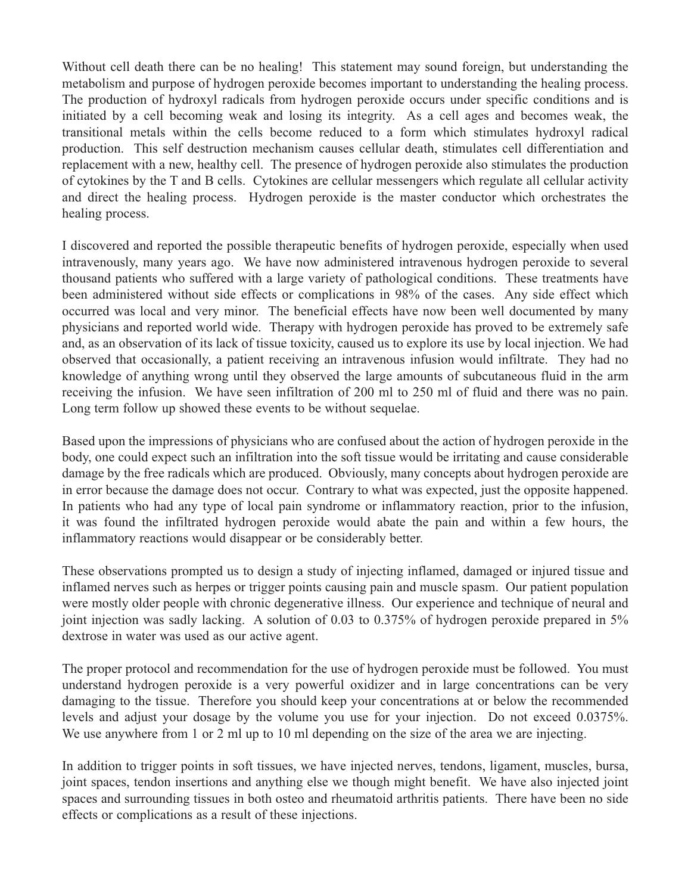Without cell death there can be no healing! This statement may sound foreign, but understanding the metabolism and purpose of hydrogen peroxide becomes important to understanding the healing process. The production of hydroxyl radicals from hydrogen peroxide occurs under specific conditions and is initiated by a cell becoming weak and losing its integrity. As a cell ages and becomes weak, the transitional metals within the cells become reduced to a form which stimulates hydroxyl radical production. This self destruction mechanism causes cellular death, stimulates cell differentiation and replacement with a new, healthy cell. The presence of hydrogen peroxide also stimulates the production of cytokines by the T and B cells. Cytokines are cellular messengers which regulate all cellular activity and direct the healing process. Hydrogen peroxide is the master conductor which orchestrates the healing process.

I discovered and reported the possible therapeutic benefits of hydrogen peroxide, especially when used intravenously, many years ago. We have now administered intravenous hydrogen peroxide to several thousand patients who suffered with a large variety of pathological conditions. These treatments have been administered without side effects or complications in 98% of the cases. Any side effect which occurred was local and very minor. The beneficial effects have now been well documented by many physicians and reported world wide. Therapy with hydrogen peroxide has proved to be extremely safe and, as an observation of its lack of tissue toxicity, caused us to explore its use by local injection. We had observed that occasionally, a patient receiving an intravenous infusion would infiltrate. They had no knowledge of anything wrong until they observed the large amounts of subcutaneous fluid in the arm receiving the infusion. We have seen infiltration of 200 ml to 250 ml of fluid and there was no pain. Long term follow up showed these events to be without sequelae.

Based upon the impressions of physicians who are confused about the action of hydrogen peroxide in the body, one could expect such an infiltration into the soft tissue would be irritating and cause considerable damage by the free radicals which are produced. Obviously, many concepts about hydrogen peroxide are in error because the damage does not occur. Contrary to what was expected, just the opposite happened. In patients who had any type of local pain syndrome or inflammatory reaction, prior to the infusion, it was found the infiltrated hydrogen peroxide would abate the pain and within a few hours, the inflammatory reactions would disappear or be considerably better.

These observations prompted us to design a study of injecting inflamed, damaged or injured tissue and inflamed nerves such as herpes or trigger points causing pain and muscle spasm. Our patient population were mostly older people with chronic degenerative illness. Our experience and technique of neural and joint injection was sadly lacking. A solution of 0.03 to 0.375% of hydrogen peroxide prepared in 5% dextrose in water was used as our active agent.

The proper protocol and recommendation for the use of hydrogen peroxide must be followed. You must understand hydrogen peroxide is a very powerful oxidizer and in large concentrations can be very damaging to the tissue. Therefore you should keep your concentrations at or below the recommended levels and adjust your dosage by the volume you use for your injection. Do not exceed 0.0375%. We use anywhere from 1 or 2 ml up to 10 ml depending on the size of the area we are injecting.

In addition to trigger points in soft tissues, we have injected nerves, tendons, ligament, muscles, bursa, joint spaces, tendon insertions and anything else we though might benefit. We have also injected joint spaces and surrounding tissues in both osteo and rheumatoid arthritis patients. There have been no side effects or complications as a result of these injections.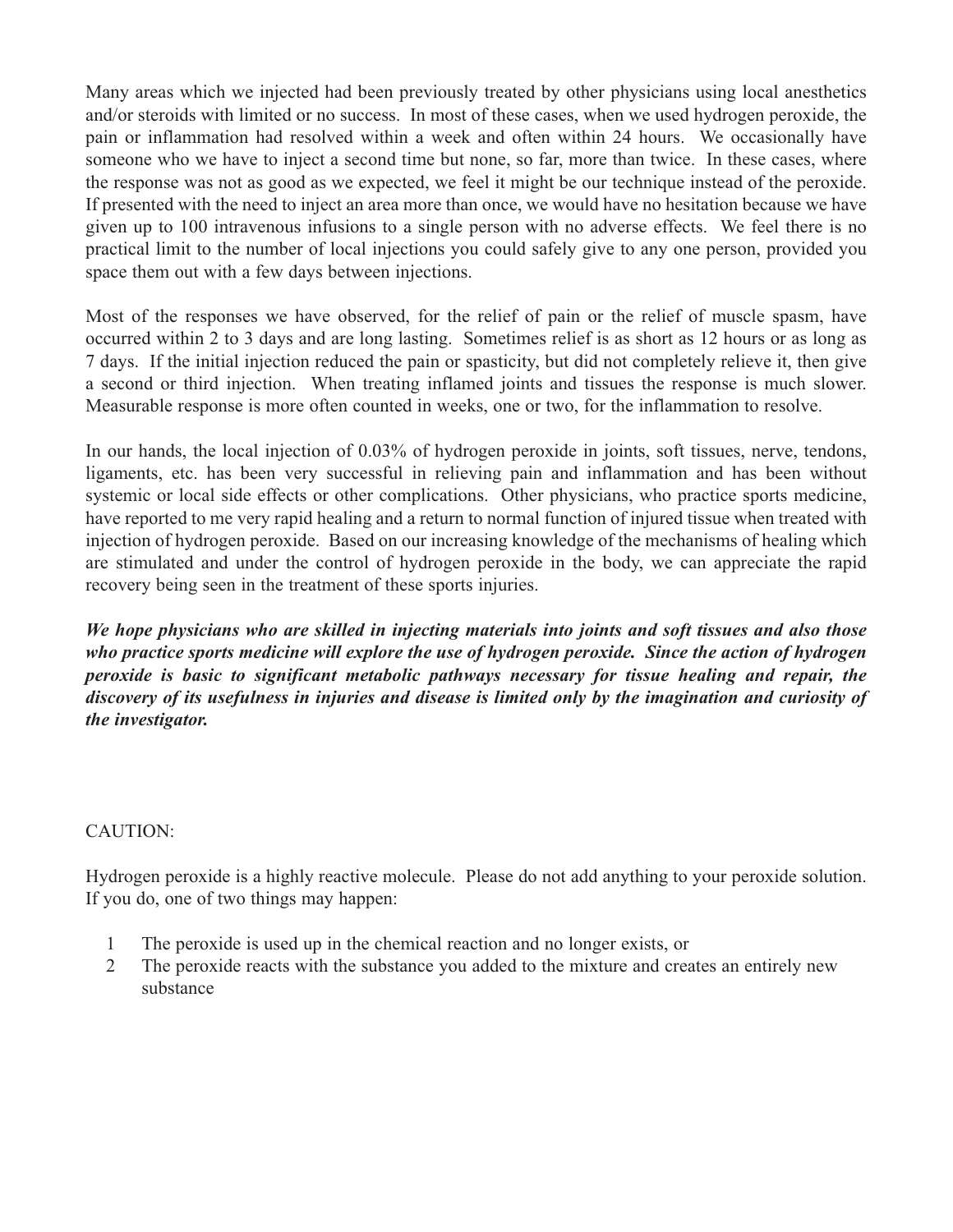Many areas which we injected had been previously treated by other physicians using local anesthetics and/or steroids with limited or no success. In most of these cases, when we used hydrogen peroxide, the pain or inflammation had resolved within a week and often within 24 hours. We occasionally have someone who we have to inject a second time but none, so far, more than twice. In these cases, where the response was not as good as we expected, we feel it might be our technique instead of the peroxide. If presented with the need to inject an area more than once, we would have no hesitation because we have given up to 100 intravenous infusions to a single person with no adverse effects. We feel there is no practical limit to the number of local injections you could safely give to any one person, provided you space them out with a few days between injections.

Most of the responses we have observed, for the relief of pain or the relief of muscle spasm, have occurred within 2 to 3 days and are long lasting. Sometimes relief is as short as 12 hours or as long as 7 days. If the initial injection reduced the pain or spasticity, but did not completely relieve it, then give a second or third injection. When treating inflamed joints and tissues the response is much slower. Measurable response is more often counted in weeks, one or two, for the inflammation to resolve.

In our hands, the local injection of 0.03% of hydrogen peroxide in joints, soft tissues, nerve, tendons, ligaments, etc. has been very successful in relieving pain and inflammation and has been without systemic or local side effects or other complications. Other physicians, who practice sports medicine, have reported to me very rapid healing and a return to normal function of injured tissue when treated with injection of hydrogen peroxide. Based on our increasing knowledge of the mechanisms of healing which are stimulated and under the control of hydrogen peroxide in the body, we can appreciate the rapid recovery being seen in the treatment of these sports injuries.

***We hope physicians who are skilled in injecting materials into joints and soft tissues and also those who practice sports medicine will explore the use of hydrogen peroxide. Since the action of hydrogen peroxide is basic to significant metabolic pathways necessary for tissue healing and repair, the discovery of its usefulness in injuries and disease is limited only by the imagination and curiosity of the investigator.***

CAUTION:

Hydrogen peroxide is a highly reactive molecule. Please do not add anything to your peroxide solution. If you do, one of two things may happen:

1. The peroxide is used up in the chemical reaction and no longer exists, or
2. The peroxide reacts with the substance you added to the mixture and creates an entirely new substance